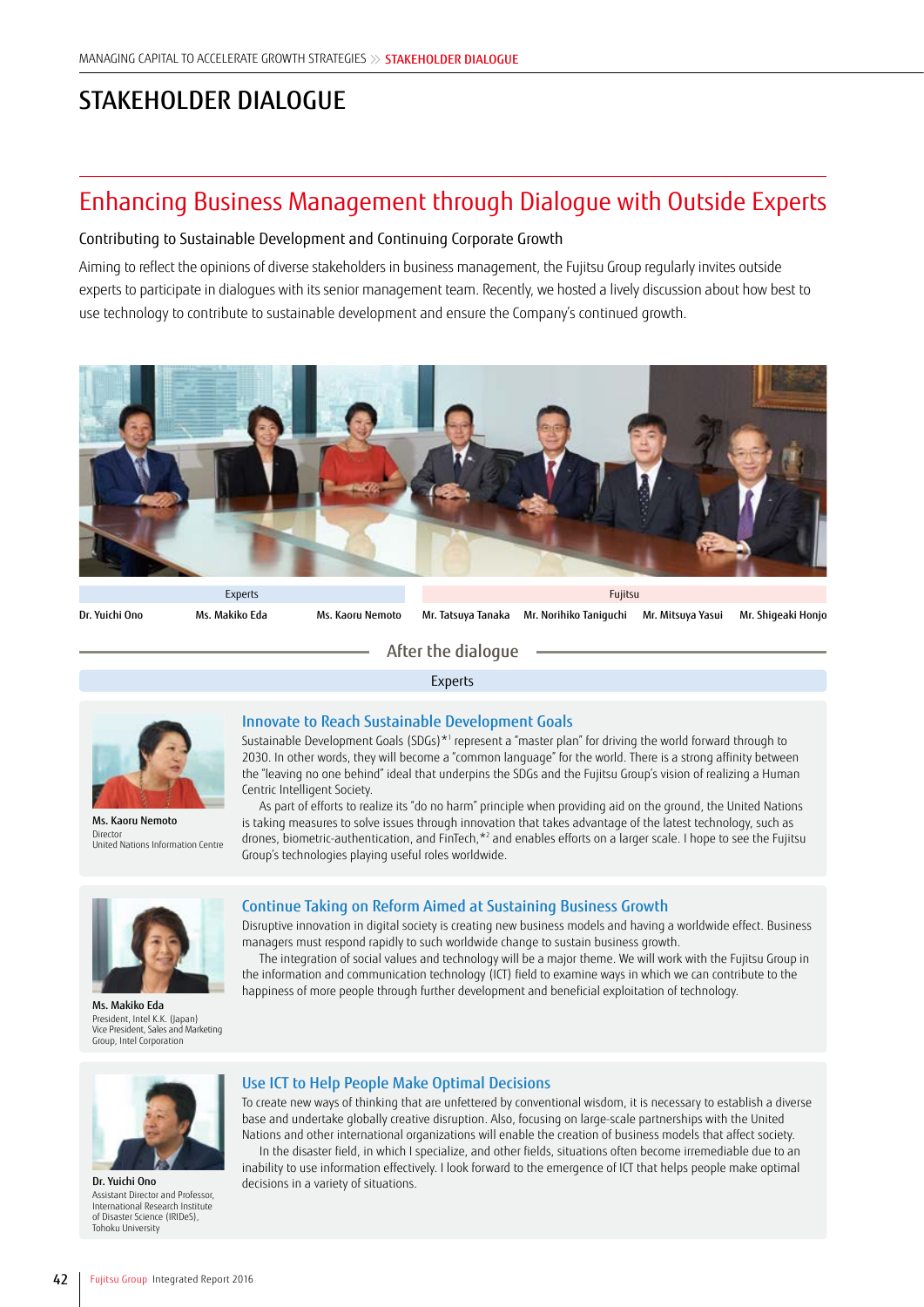# STAKEHOLDER DIALOGUE

## Enhancing Business Management through Dialogue with Outside Experts

### Contributing to Sustainable Development and Continuing Corporate Growth

Aiming to reflect the opinions of diverse stakeholders in business management, the Fujitsu Group regularly invites outside experts to participate in dialogues with its senior management team. Recently, we hosted a lively discussion about how best to use technology to contribute to sustainable development and ensure the Company's continued growth.

| Experts | | | Fujitsu | | | |
|---|---|---|---|---|---|---|
| Dr. Yuichi Ono | Ms. Makiko Eda | Ms. Kaoru Nemoto | Mr. Tatsuya Tanaka | Mr. Norihiko Taniguchi | Mr. Mitsuya Yasui | Mr. Shigeaki Honjo |

## After the dialogue

### Experts

**Ms. Kaoru Nemoto**
Director
United Nations Information Centre

#### Innovate to Reach Sustainable Development Goals

Sustainable Development Goals (SDGs)*[1] represent a "master plan" for driving the world forward through to 2030. In other words, they will become a "common language" for the world. There is a strong affinity between the "leaving no one behind" ideal that underpins the SDGs and the Fujitsu Group's vision of realizing a Human Centric Intelligent Society.

As part of efforts to realize its "do no harm" principle when providing aid on the ground, the United Nations is taking measures to solve issues through innovation that takes advantage of the latest technology, such as drones, biometric-authentication, and FinTech,*[2] and enables efforts on a larger scale. I hope to see the Fujitsu Group's technologies playing useful roles worldwide.

**Ms. Makiko Eda**
President, Intel K.K. (Japan)
Vice President, Sales and Marketing Group, Intel Corporation

#### Continue Taking on Reform Aimed at Sustaining Business Growth

Disruptive innovation in digital society is creating new business models and having a worldwide effect. Business managers must respond rapidly to such worldwide change to sustain business growth.

The integration of social values and technology will be a major theme. We will work with the Fujitsu Group in the information and communication technology (ICT) field to examine ways in which we can contribute to the happiness of more people through further development and beneficial exploitation of technology.

**Dr. Yuichi Ono**
Assistant Director and Professor, International Research Institute of Disaster Science (IRIDeS), Tohoku University

#### Use ICT to Help People Make Optimal Decisions

To create new ways of thinking that are unfettered by conventional wisdom, it is necessary to establish a diverse base and undertake globally creative disruption. Also, focusing on large-scale partnerships with the United Nations and other international organizations will enable the creation of business models that affect society.

In the disaster field, in which I specialize, and other fields, situations often become irremediable due to an inability to use information effectively. I look forward to the emergence of ICT that helps people make optimal decisions in a variety of situations.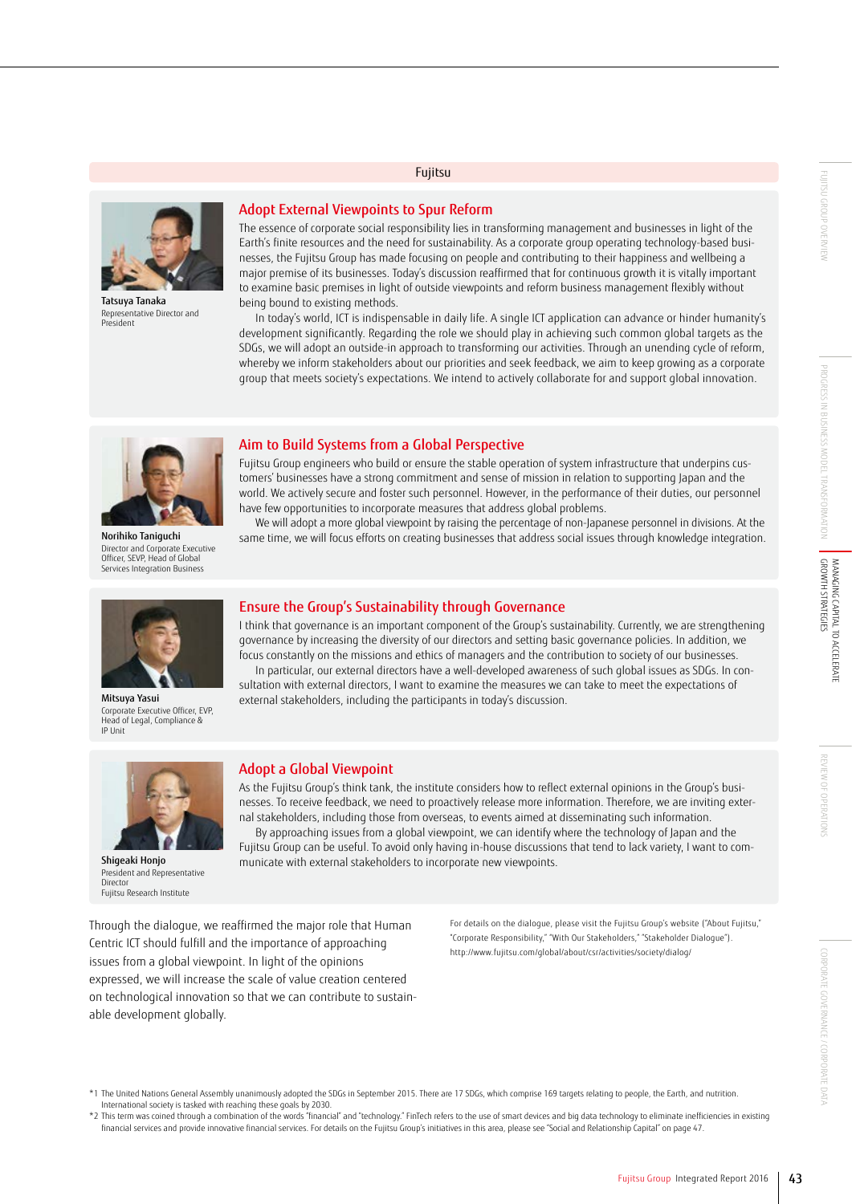Fujitsu

**Tatsuya Tanaka**
Representative Director and President

### Adopt External Viewpoints to Spur Reform

The essence of corporate social responsibility lies in transforming management and businesses in light of the Earth's finite resources and the need for sustainability. As a corporate group operating technology-based businesses, the Fujitsu Group has made focusing on people and contributing to their happiness and wellbeing a major premise of its businesses. Today's discussion reaffirmed that for continuous growth it is vitally important to examine basic premises in light of outside viewpoints and reform business management flexibly without being bound to existing methods.

In today's world, ICT is indispensable in daily life. A single ICT application can advance or hinder humanity's development significantly. Regarding the role we should play in achieving such common global targets as the SDGs, we will adopt an outside-in approach to transforming our activities. Through an unending cycle of reform, whereby we inform stakeholders about our priorities and seek feedback, we aim to keep growing as a corporate group that meets society's expectations. We intend to actively collaborate for and support global innovation.

**Norihiko Taniguchi**
Director and Corporate Executive Officer, SEVP, Head of Global Services Integration Business

### Aim to Build Systems from a Global Perspective

Fujitsu Group engineers who build or ensure the stable operation of system infrastructure that underpins customers' businesses have a strong commitment and sense of mission in relation to supporting Japan and the world. We actively secure and foster such personnel. However, in the performance of their duties, our personnel have few opportunities to incorporate measures that address global problems.

We will adopt a more global viewpoint by raising the percentage of non-Japanese personnel in divisions. At the same time, we will focus efforts on creating businesses that address social issues through knowledge integration.

**Mitsuya Yasui**
Corporate Executive Officer, EVP, Head of Legal, Compliance & IP Unit

### Ensure the Group's Sustainability through Governance

I think that governance is an important component of the Group's sustainability. Currently, we are strengthening governance by increasing the diversity of our directors and setting basic governance policies. In addition, we focus constantly on the missions and ethics of managers and the contribution to society of our businesses.

In particular, our external directors have a well-developed awareness of such global issues as SDGs. In consultation with external directors, I want to examine the measures we can take to meet the expectations of external stakeholders, including the participants in today's discussion.

**Shigeaki Honjo**
President and Representative Director
Fujitsu Research Institute

### Adopt a Global Viewpoint

As the Fujitsu Group's think tank, the institute considers how to reflect external opinions in the Group's businesses. To receive feedback, we need to proactively release more information. Therefore, we are inviting external stakeholders, including those from overseas, to events aimed at disseminating such information.

By approaching issues from a global viewpoint, we can identify where the technology of Japan and the Fujitsu Group can be useful. To avoid only having in-house discussions that tend to lack variety, I want to communicate with external stakeholders to incorporate new viewpoints.

Through the dialogue, we reaffirmed the major role that Human Centric ICT should fulfill and the importance of approaching issues from a global viewpoint. In light of the opinions expressed, we will increase the scale of value creation centered on technological innovation so that we can contribute to sustainable development globally.

For details on the dialogue, please visit the Fujitsu Group's website ("About Fujitsu," "Corporate Responsibility," "With Our Stakeholders," "Stakeholder Dialogue").
http://www.fujitsu.com/global/about/csr/activities/society/dialog/

*1 The United Nations General Assembly unanimously adopted the SDGs in September 2015. There are 17 SDGs, which comprise 169 targets relating to people, the Earth, and nutrition. International society is tasked with reaching these goals by 2030.

*2 This term was coined through a combination of the words "financial" and "technology." FinTech refers to the use of smart devices and big data technology to eliminate inefficiencies in existing financial services and provide innovative financial services. For details on the Fujitsu Group's initiatives in this area, please see "Social and Relationship Capital" on page 47.